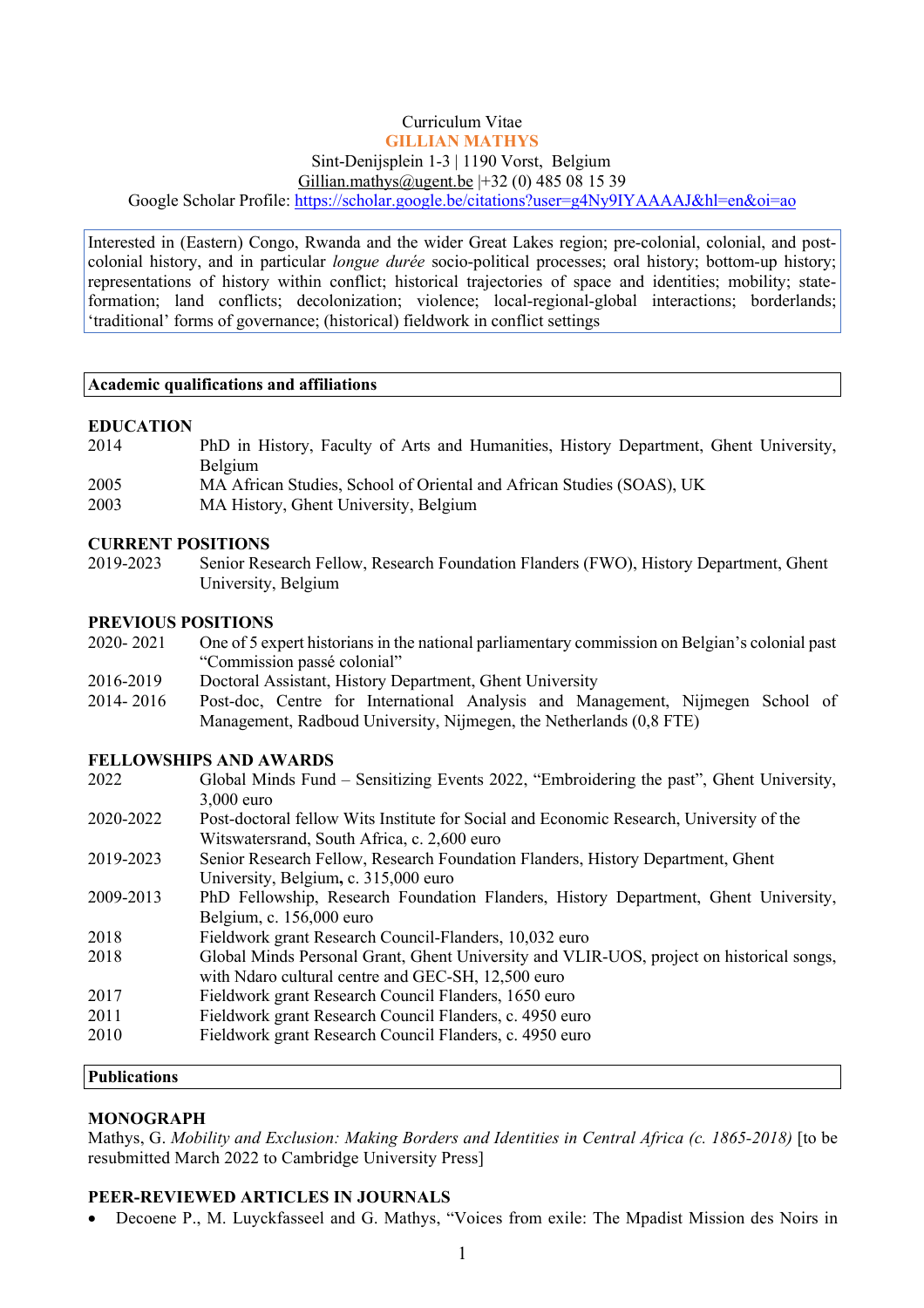Curriculum Vitae

**GILLIAN MATHYS**

Sint-Denijsplein 1-3 | 1190 Vorst, Belgium

Gillian.mathys@ugent.be |+32 (0) 485 08 15 39

Google Scholar Profile: https://scholar.google.be/citations?user=g4Ny9IYAAAAJ&hl=en&oi=ao

Interested in (Eastern) Congo, Rwanda and the wider Great Lakes region; pre-colonial, colonial, and post-colonial history, and in particular *longue durée* socio-political processes; oral history; bottom-up history; representations of history within conflict; historical trajectories of space and identities; mobility; state-formation; land conflicts; decolonization; violence; local-regional-global interactions; borderlands; 'traditional' forms of governance; (historical) fieldwork in conflict settings

## Academic qualifications and affiliations

### EDUCATION

| | |
|---|---|
| 2014 | PhD in History, Faculty of Arts and Humanities, History Department, Ghent University, Belgium |
| 2005 | MA African Studies, School of Oriental and African Studies (SOAS), UK |
| 2003 | MA History, Ghent University, Belgium |

### CURRENT POSITIONS

| | |
|---|---|
| 2019-2023 | Senior Research Fellow, Research Foundation Flanders (FWO), History Department, Ghent University, Belgium |

### PREVIOUS POSITIONS

| | |
|---|---|
| 2020- 2021 | One of 5 expert historians in the national parliamentary commission on Belgian's colonial past "Commission passé colonial" |
| 2016-2019 | Doctoral Assistant, History Department, Ghent University |
| 2014- 2016 | Post-doc, Centre for International Analysis and Management, Nijmegen School of Management, Radboud University, Nijmegen, the Netherlands (0,8 FTE) |

### FELLOWSHIPS AND AWARDS

| | |
|---|---|
| 2022 | Global Minds Fund – Sensitizing Events 2022, "Embroidering the past", Ghent University, 3,000 euro |
| 2020-2022 | Post-doctoral fellow Wits Institute for Social and Economic Research, University of the Witswatersrand, South Africa, c. 2,600 euro |
| 2019-2023 | Senior Research Fellow, Research Foundation Flanders, History Department, Ghent University, Belgium, c. 315,000 euro |
| 2009-2013 | PhD Fellowship, Research Foundation Flanders, History Department, Ghent University, Belgium, c. 156,000 euro |
| 2018 | Fieldwork grant Research Council-Flanders, 10,032 euro |
| 2018 | Global Minds Personal Grant, Ghent University and VLIR-UOS, project on historical songs, with Ndaro cultural centre and GEC-SH, 12,500 euro |
| 2017 | Fieldwork grant Research Council Flanders, 1650 euro |
| 2011 | Fieldwork grant Research Council Flanders, c. 4950 euro |
| 2010 | Fieldwork grant Research Council Flanders, c. 4950 euro |

## Publications

### MONOGRAPH

Mathys, G. *Mobility and Exclusion: Making Borders and Identities in Central Africa (c. 1865-2018)* [to be resubmitted March 2022 to Cambridge University Press]

### PEER-REVIEWED ARTICLES IN JOURNALS

- Decoene P., M. Luyckfasseel and G. Mathys, "Voices from exile: The Mpadist Mission des Noirs in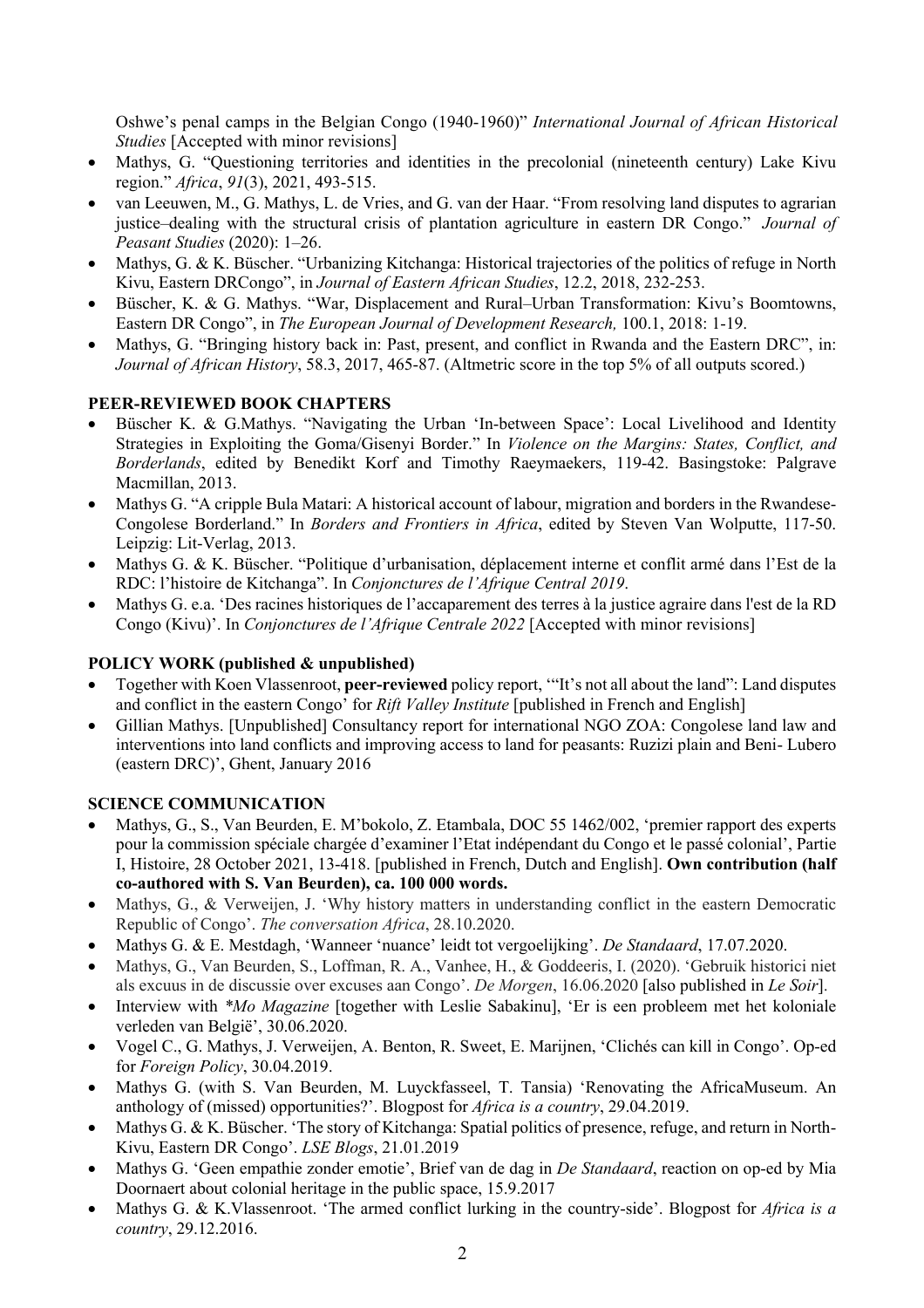Oshwe's penal camps in the Belgian Congo (1940-1960)" *International Journal of African Historical Studies* [Accepted with minor revisions]

- Mathys, G. "Questioning territories and identities in the precolonial (nineteenth century) Lake Kivu region." *Africa*, *91*(3), 2021, 493-515.
- van Leeuwen, M., G. Mathys, L. de Vries, and G. van der Haar. "From resolving land disputes to agrarian justice–dealing with the structural crisis of plantation agriculture in eastern DR Congo." *Journal of Peasant Studies* (2020): 1–26.
- Mathys, G. & K. Büscher. "Urbanizing Kitchanga: Historical trajectories of the politics of refuge in North Kivu, Eastern DRCongo", in *Journal of Eastern African Studies*, 12.2, 2018, 232-253.
- Büscher, K. & G. Mathys. "War, Displacement and Rural–Urban Transformation: Kivu's Boomtowns, Eastern DR Congo", in *The European Journal of Development Research,* 100.1, 2018: 1-19.
- Mathys, G. "Bringing history back in: Past, present, and conflict in Rwanda and the Eastern DRC", in: *Journal of African History*, 58.3, 2017, 465-87. (Altmetric score in the top 5% of all outputs scored.)

## PEER-REVIEWED BOOK CHAPTERS

- Büscher K. & G.Mathys. "Navigating the Urban 'In-between Space': Local Livelihood and Identity Strategies in Exploiting the Goma/Gisenyi Border." In *Violence on the Margins: States, Conflict, and Borderlands*, edited by Benedikt Korf and Timothy Raeymaekers, 119-42. Basingstoke: Palgrave Macmillan, 2013.
- Mathys G. "A cripple Bula Matari: A historical account of labour, migration and borders in the Rwandese-Congolese Borderland." In *Borders and Frontiers in Africa*, edited by Steven Van Wolputte, 117-50. Leipzig: Lit-Verlag, 2013.
- Mathys G. & K. Büscher. "Politique d'urbanisation, déplacement interne et conflit armé dans l'Est de la RDC: l'histoire de Kitchanga". In *Conjonctures de l'Afrique Central 2019*.
- Mathys G. e.a. 'Des racines historiques de l'accaparement des terres à la justice agraire dans l'est de la RD Congo (Kivu)'. In *Conjonctures de l'Afrique Centrale 2022* [Accepted with minor revisions]

## POLICY WORK (published & unpublished)

- Together with Koen Vlassenroot, **peer-reviewed** policy report, '"It's not all about the land": Land disputes and conflict in the eastern Congo' for *Rift Valley Institute* [published in French and English]
- Gillian Mathys. [Unpublished] Consultancy report for international NGO ZOA: Congolese land law and interventions into land conflicts and improving access to land for peasants: Ruzizi plain and Beni- Lubero (eastern DRC)', Ghent, January 2016

## SCIENCE COMMUNICATION

- Mathys, G., S., Van Beurden, E. M'bokolo, Z. Etambala, DOC 55 1462/002, 'premier rapport des experts pour la commission spéciale chargée d'examiner l'Etat indépendant du Congo et le passé colonial', Partie I, Histoire, 28 October 2021, 13-418. [published in French, Dutch and English]. **Own contribution (half co-authored with S. Van Beurden), ca. 100 000 words.**
- Mathys, G., & Verweijen, J. 'Why history matters in understanding conflict in the eastern Democratic Republic of Congo'. *The conversation Africa*, 28.10.2020.
- Mathys G. & E. Mestdagh, 'Wanneer 'nuance' leidt tot vergoelijking'. *De Standaard*, 17.07.2020.
- Mathys, G., Van Beurden, S., Loffman, R. A., Vanhee, H., & Goddeeris, I. (2020). 'Gebruik historici niet als excuus in de discussie over excuses aan Congo'. *De Morgen*, 16.06.2020 [also published in *Le Soir*].
- Interview with *\*Mo Magazine* [together with Leslie Sabakinu], 'Er is een probleem met het koloniale verleden van België', 30.06.2020.
- Vogel C., G. Mathys, J. Verweijen, A. Benton, R. Sweet, E. Marijnen, 'Clichés can kill in Congo'. Op-ed for *Foreign Policy*, 30.04.2019.
- Mathys G. (with S. Van Beurden, M. Luyckfasseel, T. Tansia) 'Renovating the AfricaMuseum. An anthology of (missed) opportunities?'. Blogpost for *Africa is a country*, 29.04.2019.
- Mathys G. & K. Büscher. 'The story of Kitchanga: Spatial politics of presence, refuge, and return in North-Kivu, Eastern DR Congo'. *LSE Blogs*, 21.01.2019
- Mathys G. 'Geen empathie zonder emotie', Brief van de dag in *De Standaard*, reaction on op-ed by Mia Doornaert about colonial heritage in the public space, 15.9.2017
- Mathys G. & K.Vlassenroot. 'The armed conflict lurking in the country-side'. Blogpost for *Africa is a country*, 29.12.2016.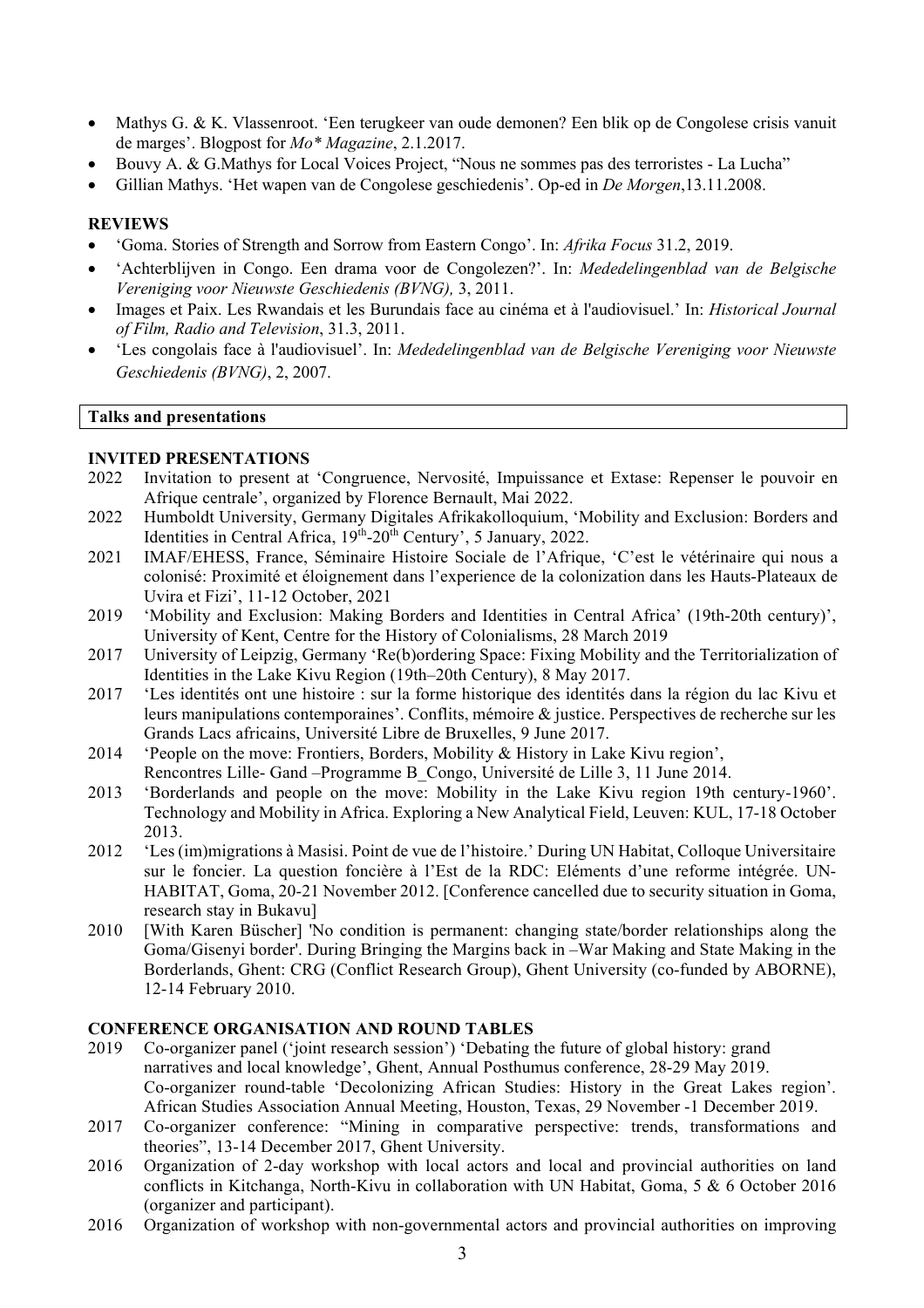- Mathys G. & K. Vlassenroot. 'Een terugkeer van oude demonen? Een blik op de Congolese crisis vanuit de marges'. Blogpost for *Mo\* Magazine*, 2.1.2017.
- Bouvy A. & G.Mathys for Local Voices Project, "Nous ne sommes pas des terroristes - La Lucha"
- Gillian Mathys. 'Het wapen van de Congolese geschiedenis'. Op-ed in *De Morgen*,13.11.2008.

### REVIEWS

- 'Goma. Stories of Strength and Sorrow from Eastern Congo'. In: *Afrika Focus* 31.2, 2019.
- 'Achterblijven in Congo. Een drama voor de Congolezen?'. In: *Mededelingenblad van de Belgische Vereniging voor Nieuwste Geschiedenis (BVNG),* 3, 2011.
- Images et Paix. Les Rwandais et les Burundais face au cinéma et à l'audiovisuel.' In: *Historical Journal of Film, Radio and Television*, 31.3, 2011.
- 'Les congolais face à l'audiovisuel'. In: *Mededelingenblad van de Belgische Vereniging voor Nieuwste Geschiedenis (BVNG)*, 2, 2007.

## Talks and presentations

### INVITED PRESENTATIONS

2022 Invitation to present at 'Congruence, Nervosité, Impuissance et Extase: Repenser le pouvoir en Afrique centrale', organized by Florence Bernault, Mai 2022.

2022 Humboldt University, Germany Digitales Afrikakolloquium, 'Mobility and Exclusion: Borders and Identities in Central Africa, 19th-20th Century', 5 January, 2022.

2021 IMAF/EHESS, France, Séminaire Histoire Sociale de l'Afrique, 'C'est le vétérinaire qui nous a colonisé: Proximité et éloignement dans l'experience de la colonization dans les Hauts-Plateaux de Uvira et Fizi', 11-12 October, 2021

2019 'Mobility and Exclusion: Making Borders and Identities in Central Africa' (19th-20th century)', University of Kent, Centre for the History of Colonialisms, 28 March 2019

2017 University of Leipzig, Germany 'Re(b)ordering Space: Fixing Mobility and the Territorialization of Identities in the Lake Kivu Region (19th–20th Century), 8 May 2017.

2017 'Les identités ont une histoire : sur la forme historique des identités dans la région du lac Kivu et leurs manipulations contemporaines'. Conflits, mémoire & justice. Perspectives de recherche sur les Grands Lacs africains, Université Libre de Bruxelles, 9 June 2017.

2014 'People on the move: Frontiers, Borders, Mobility & History in Lake Kivu region', Rencontres Lille- Gand –Programme B_Congo, Université de Lille 3, 11 June 2014.

2013 'Borderlands and people on the move: Mobility in the Lake Kivu region 19th century-1960'. Technology and Mobility in Africa. Exploring a New Analytical Field, Leuven: KUL, 17-18 October 2013.

2012 'Les (im)migrations à Masisi. Point de vue de l'histoire.' During UN Habitat, Colloque Universitaire sur le foncier. La question foncière à l'Est de la RDC: Eléments d'une reforme intégrée. UN-HABITAT, Goma, 20-21 November 2012. [Conference cancelled due to security situation in Goma, research stay in Bukavu]

2010 [With Karen Büscher] 'No condition is permanent: changing state/border relationships along the Goma/Gisenyi border'. During Bringing the Margins back in –War Making and State Making in the Borderlands, Ghent: CRG (Conflict Research Group), Ghent University (co-funded by ABORNE), 12-14 February 2010.

### CONFERENCE ORGANISATION AND ROUND TABLES

2019 Co-organizer panel ('joint research session') 'Debating the future of global history: grand narratives and local knowledge', Ghent, Annual Posthumus conference, 28-29 May 2019.
Co-organizer round-table 'Decolonizing African Studies: History in the Great Lakes region'. African Studies Association Annual Meeting, Houston, Texas, 29 November -1 December 2019.

2017 Co-organizer conference: "Mining in comparative perspective: trends, transformations and theories", 13-14 December 2017, Ghent University.

2016 Organization of 2-day workshop with local actors and local and provincial authorities on land conflicts in Kitchanga, North-Kivu in collaboration with UN Habitat, Goma, 5 & 6 October 2016 (organizer and participant).

2016 Organization of workshop with non-governmental actors and provincial authorities on improving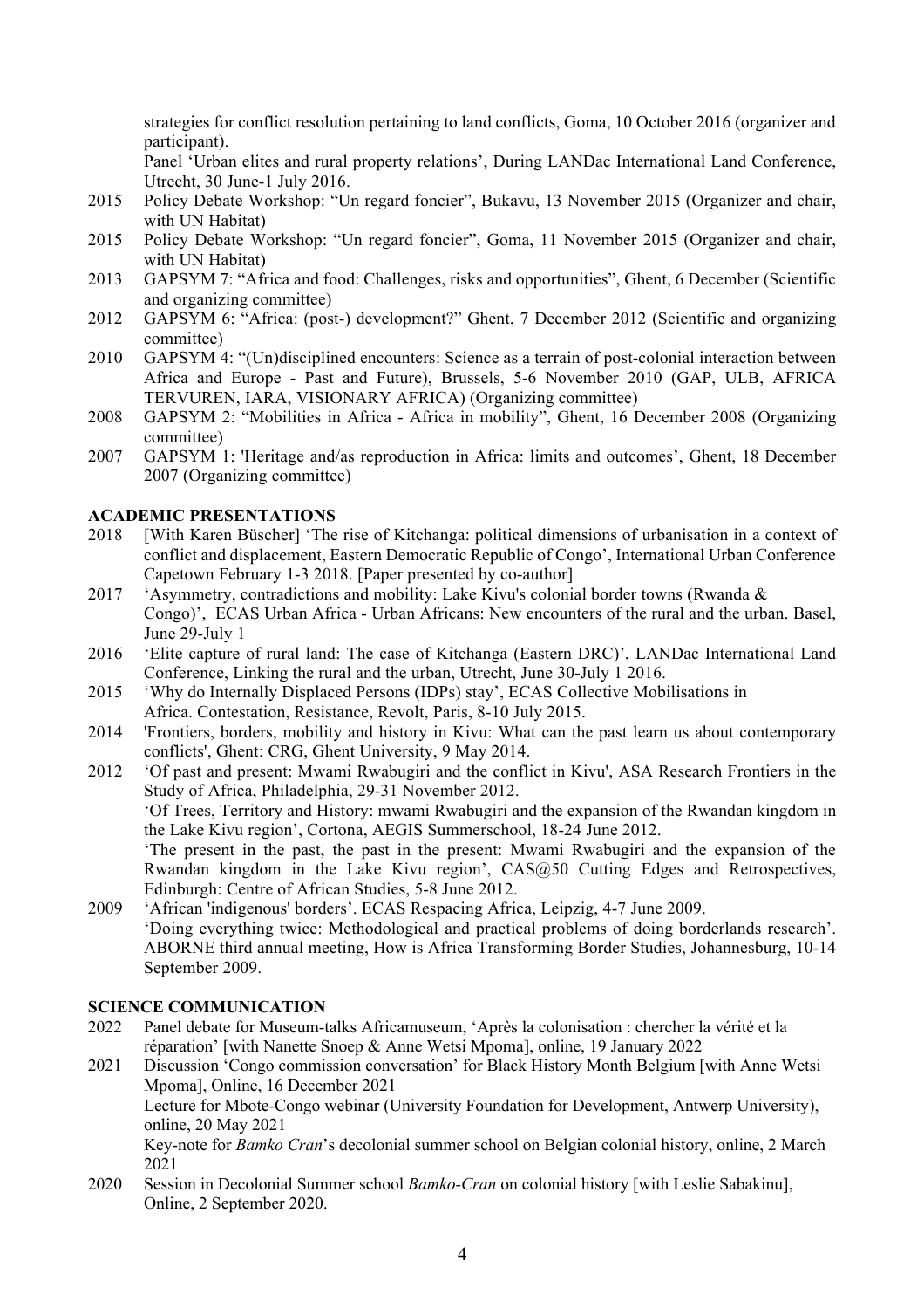strategies for conflict resolution pertaining to land conflicts, Goma, 10 October 2016 (organizer and participant).
Panel 'Urban elites and rural property relations', During LANDac International Land Conference, Utrecht, 30 June-1 July 2016.

2015 Policy Debate Workshop: "Un regard foncier", Bukavu, 13 November 2015 (Organizer and chair, with UN Habitat)

2015 Policy Debate Workshop: "Un regard foncier", Goma, 11 November 2015 (Organizer and chair, with UN Habitat)

2013 GAPSYM 7: "Africa and food: Challenges, risks and opportunities", Ghent, 6 December (Scientific and organizing committee)

2012 GAPSYM 6: "Africa: (post-) development?" Ghent, 7 December 2012 (Scientific and organizing committee)

2010 GAPSYM 4: "(Un)disciplined encounters: Science as a terrain of post-colonial interaction between Africa and Europe - Past and Future), Brussels, 5-6 November 2010 (GAP, ULB, AFRICA TERVUREN, IARA, VISIONARY AFRICA) (Organizing committee)

2008 GAPSYM 2: "Mobilities in Africa - Africa in mobility", Ghent, 16 December 2008 (Organizing committee)

2007 GAPSYM 1: 'Heritage and/as reproduction in Africa: limits and outcomes', Ghent, 18 December 2007 (Organizing committee)

## ACADEMIC PRESENTATIONS

2018 [With Karen Büscher] 'The rise of Kitchanga: political dimensions of urbanisation in a context of conflict and displacement, Eastern Democratic Republic of Congo', International Urban Conference Capetown February 1-3 2018. [Paper presented by co-author]

2017 'Asymmetry, contradictions and mobility: Lake Kivu's colonial border towns (Rwanda & Congo)', ECAS Urban Africa - Urban Africans: New encounters of the rural and the urban. Basel, June 29-July 1

2016 'Elite capture of rural land: The case of Kitchanga (Eastern DRC)', LANDac International Land Conference, Linking the rural and the urban, Utrecht, June 30-July 1 2016.

2015 'Why do Internally Displaced Persons (IDPs) stay', ECAS Collective Mobilisations in Africa. Contestation, Resistance, Revolt, Paris, 8-10 July 2015.

2014 'Frontiers, borders, mobility and history in Kivu: What can the past learn us about contemporary conflicts', Ghent: CRG, Ghent University, 9 May 2014.

2012 'Of past and present: Mwami Rwabugiri and the conflict in Kivu', ASA Research Frontiers in the Study of Africa, Philadelphia, 29-31 November 2012.
'Of Trees, Territory and History: mwami Rwabugiri and the expansion of the Rwandan kingdom in the Lake Kivu region', Cortona, AEGIS Summerschool, 18-24 June 2012.
'The present in the past, the past in the present: Mwami Rwabugiri and the expansion of the Rwandan kingdom in the Lake Kivu region', CAS@50 Cutting Edges and Retrospectives, Edinburgh: Centre of African Studies, 5-8 June 2012.

2009 'African 'indigenous' borders'. ECAS Respacing Africa, Leipzig, 4-7 June 2009.
'Doing everything twice: Methodological and practical problems of doing borderlands research'. ABORNE third annual meeting, How is Africa Transforming Border Studies, Johannesburg, 10-14 September 2009.

## SCIENCE COMMUNICATION

2022 Panel debate for Museum-talks Africamuseum, 'Après la colonisation : chercher la vérité et la réparation' [with Nanette Snoep & Anne Wetsi Mpoma], online, 19 January 2022

2021 Discussion 'Congo commission conversation' for Black History Month Belgium [with Anne Wetsi Mpoma], Online, 16 December 2021
Lecture for Mbote-Congo webinar (University Foundation for Development, Antwerp University), online, 20 May 2021
Key-note for *Bamko Cran*'s decolonial summer school on Belgian colonial history, online, 2 March 2021

2020 Session in Decolonial Summer school *Bamko-Cran* on colonial history [with Leslie Sabakinu], Online, 2 September 2020.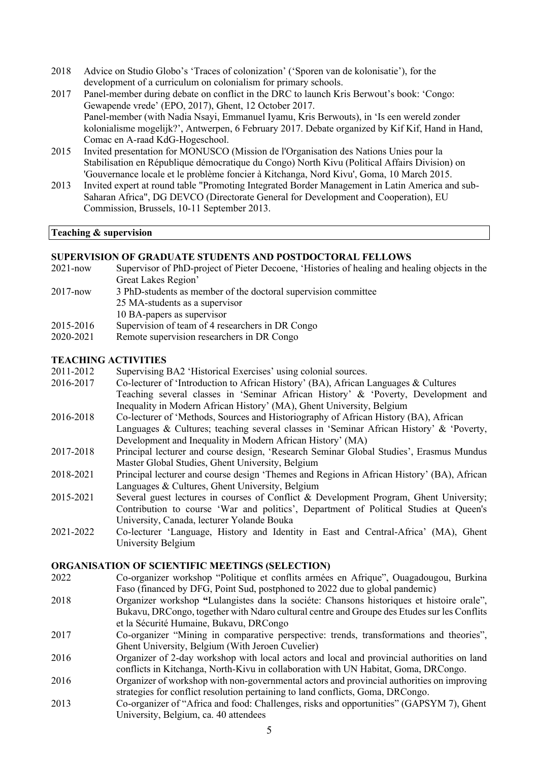2018 Advice on Studio Globo's 'Traces of colonization' ('Sporen van de kolonisatie'), for the development of a curriculum on colonialism for primary schools.

2017 Panel-member during debate on conflict in the DRC to launch Kris Berwout's book: 'Congo: Gewapende vrede' (EPO, 2017), Ghent, 12 October 2017.
Panel-member (with Nadia Nsayi, Emmanuel Iyamu, Kris Berwouts), in 'Is een wereld zonder kolonialisme mogelijk?', Antwerpen, 6 February 2017. Debate organized by Kif Kif, Hand in Hand, Comac en A-raad KdG-Hogeschool.

2015 Invited presentation for MONUSCO (Mission de l'Organisation des Nations Unies pour la Stabilisation en République démocratique du Congo) North Kivu (Political Affairs Division) on 'Gouvernance locale et le problème foncier à Kitchanga, Nord Kivu', Goma, 10 March 2015.

2013 Invited expert at round table "Promoting Integrated Border Management in Latin America and sub-Saharan Africa", DG DEVCO (Directorate General for Development and Cooperation), EU Commission, Brussels, 10-11 September 2013.

## Teaching & supervision

### SUPERVISION OF GRADUATE STUDENTS AND POSTDOCTORAL FELLOWS

2021-now Supervisor of PhD-project of Pieter Decoene, 'Histories of healing and healing objects in the Great Lakes Region'

2017-now 3 PhD-students as member of the doctoral supervision committee
25 MA-students as a supervisor
10 BA-papers as supervisor

2015-2016 Supervision of team of 4 researchers in DR Congo

2020-2021 Remote supervision researchers in DR Congo

### TEACHING ACTIVITIES

2011-2012 Supervising BA2 'Historical Exercises' using colonial sources.

2016-2017 Co-lecturer of 'Introduction to African History' (BA), African Languages & Cultures
Teaching several classes in 'Seminar African History' & 'Poverty, Development and Inequality in Modern African History' (MA), Ghent University, Belgium

2016-2018 Co-lecturer of 'Methods, Sources and Historiography of African History (BA), African Languages & Cultures; teaching several classes in 'Seminar African History' & 'Poverty, Development and Inequality in Modern African History' (MA)

2017-2018 Principal lecturer and course design, 'Research Seminar Global Studies', Erasmus Mundus Master Global Studies, Ghent University, Belgium

2018-2021 Principal lecturer and course design 'Themes and Regions in African History' (BA), African Languages & Cultures, Ghent University, Belgium

2015-2021 Several guest lectures in courses of Conflict & Development Program, Ghent University; Contribution to course 'War and politics', Department of Political Studies at Queen's University, Canada, lecturer Yolande Bouka

2021-2022 Co-lecturer 'Language, History and Identity in East and Central-Africa' (MA), Ghent University Belgium

### ORGANISATION OF SCIENTIFIC MEETINGS (SELECTION)

2022 Co-organizer workshop "Politique et conflits armées en Afrique", Ouagadougou, Burkina Faso (financed by DFG, Point Sud, postphoned to 2022 due to global pandemic)

2018 Organizer workshop **"**Lulangistes dans la sociéte: Chansons historiques et histoire orale", Bukavu, DRCongo, together with Ndaro cultural centre and Groupe des Etudes sur les Conflits et la Sécurité Humaine, Bukavu, DRCongo

2017 Co-organizer "Mining in comparative perspective: trends, transformations and theories", Ghent University, Belgium (With Jeroen Cuvelier)

2016 Organizer of 2-day workshop with local actors and local and provincial authorities on land conflicts in Kitchanga, North-Kivu in collaboration with UN Habitat, Goma, DRCongo.

2016 Organizer of workshop with non-governmental actors and provincial authorities on improving strategies for conflict resolution pertaining to land conflicts, Goma, DRCongo.

2013 Co-organizer of "Africa and food: Challenges, risks and opportunities" (GAPSYM 7), Ghent University, Belgium, ca. 40 attendees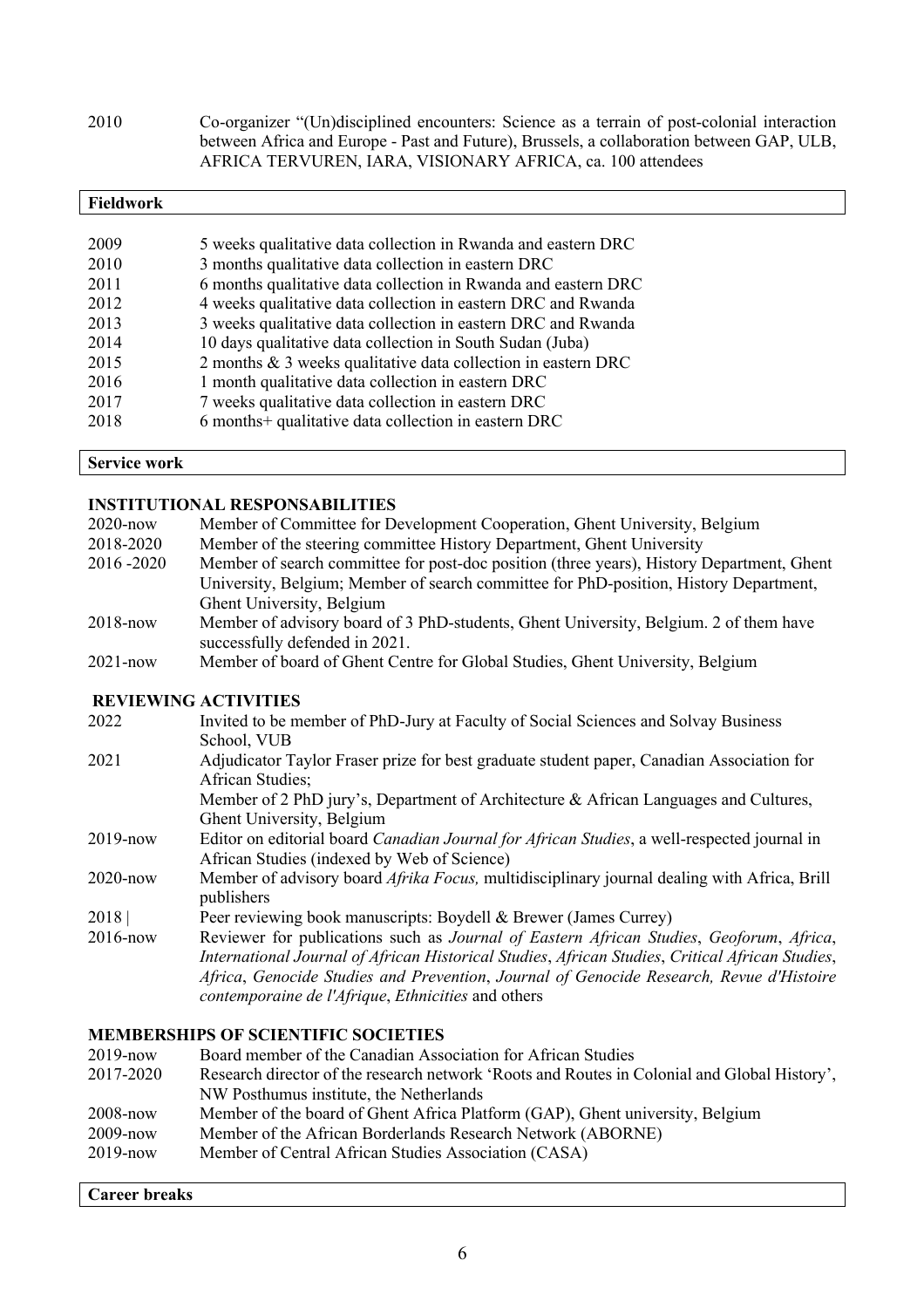| | |
|---|---|
| 2010 | Co-organizer "(Un)disciplined encounters: Science as a terrain of post-colonial interaction between Africa and Europe - Past and Future), Brussels, a collaboration between GAP, ULB, AFRICA TERVUREN, IARA, VISIONARY AFRICA, ca. 100 attendees |

## Fieldwork

| | |
|---|---|
| 2009 | 5 weeks qualitative data collection in Rwanda and eastern DRC |
| 2010 | 3 months qualitative data collection in eastern DRC |
| 2011 | 6 months qualitative data collection in Rwanda and eastern DRC |
| 2012 | 4 weeks qualitative data collection in eastern DRC and Rwanda |
| 2013 | 3 weeks qualitative data collection in eastern DRC and Rwanda |
| 2014 | 10 days qualitative data collection in South Sudan (Juba) |
| 2015 | 2 months & 3 weeks qualitative data collection in eastern DRC |
| 2016 | 1 month qualitative data collection in eastern DRC |
| 2017 | 7 weeks qualitative data collection in eastern DRC |
| 2018 | 6 months+ qualitative data collection in eastern DRC |

## Service work

### INSTITUTIONAL RESPONSABILITIES

| | |
|---|---|
| 2020-now | Member of Committee for Development Cooperation, Ghent University, Belgium |
| 2018-2020 | Member of the steering committee History Department, Ghent University |
| 2016 -2020 | Member of search committee for post-doc position (three years), History Department, Ghent University, Belgium; Member of search committee for PhD-position, History Department, Ghent University, Belgium |
| 2018-now | Member of advisory board of 3 PhD-students, Ghent University, Belgium. 2 of them have successfully defended in 2021. |
| 2021-now | Member of board of Ghent Centre for Global Studies, Ghent University, Belgium |

### REVIEWING ACTIVITIES

| | |
|---|---|
| 2022 | Invited to be member of PhD-Jury at Faculty of Social Sciences and Solvay Business School, VUB |
| 2021 | Adjudicator Taylor Fraser prize for best graduate student paper, Canadian Association for African Studies; Member of 2 PhD jury's, Department of Architecture & African Languages and Cultures, Ghent University, Belgium |
| 2019-now | Editor on editorial board *Canadian Journal for African Studies*, a well-respected journal in African Studies (indexed by Web of Science) |
| 2020-now | Member of advisory board *Afrika Focus,* multidisciplinary journal dealing with Africa, Brill publishers |
| 2018 \| | Peer reviewing book manuscripts: Boydell & Brewer (James Currey) |
| 2016-now | Reviewer for publications such as *Journal of Eastern African Studies*, *Geoforum*, *Africa*, *International Journal of African Historical Studies*, *African Studies*, *Critical African Studies*, *Africa*, *Genocide Studies and Prevention*, *Journal of Genocide Research, Revue d'Histoire contemporaine de l'Afrique*, *Ethnicities* and others |

### MEMBERSHIPS OF SCIENTIFIC SOCIETIES

| | |
|---|---|
| 2019-now | Board member of the Canadian Association for African Studies |
| 2017-2020 | Research director of the research network 'Roots and Routes in Colonial and Global History', NW Posthumus institute, the Netherlands |
| 2008-now | Member of the board of Ghent Africa Platform (GAP), Ghent university, Belgium |
| 2009-now | Member of the African Borderlands Research Network (ABORNE) |
| 2019-now | Member of Central African Studies Association (CASA) |

## Career breaks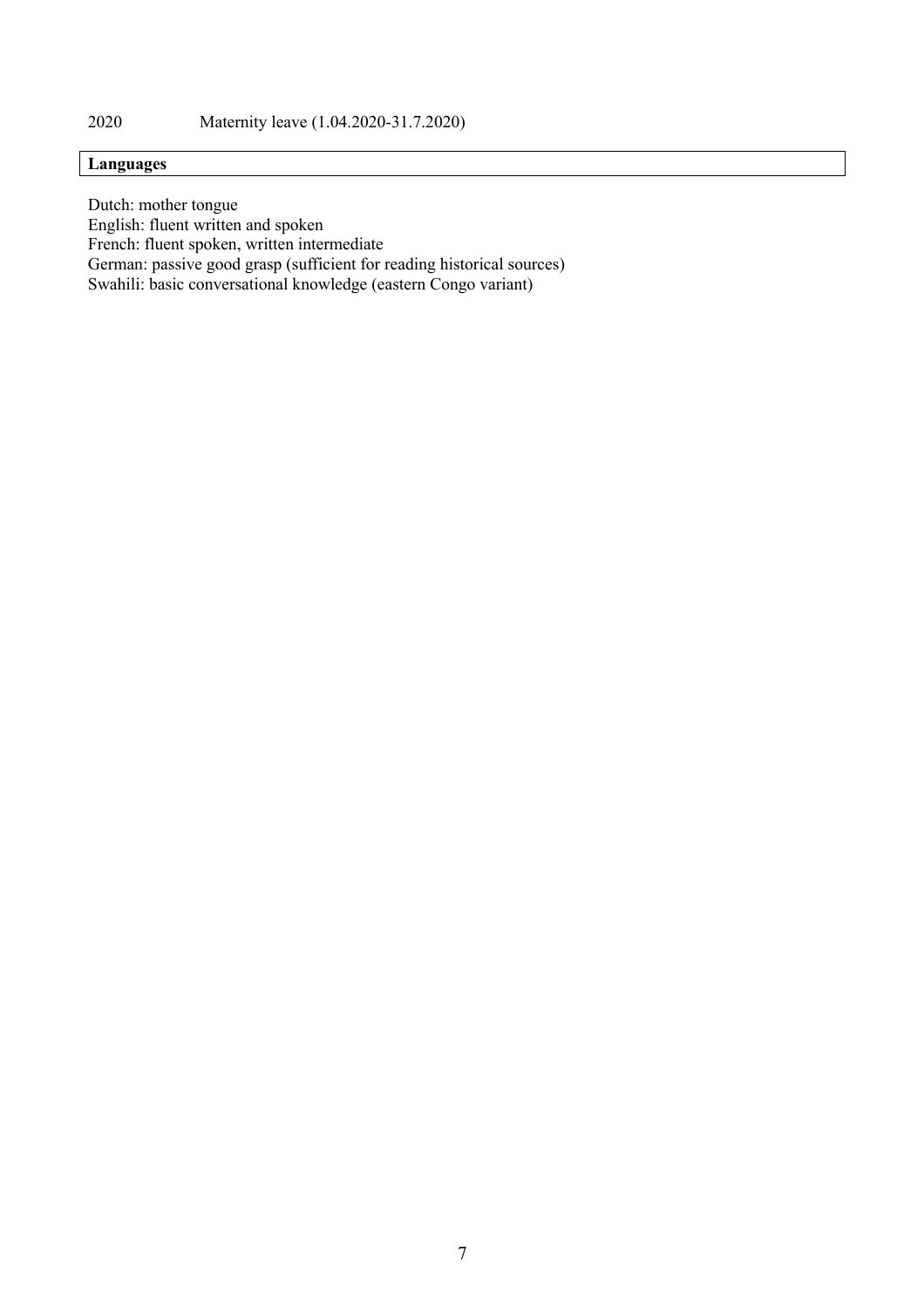2020 Maternity leave (1.04.2020-31.7.2020)

## Languages

Dutch: mother tongue
English: fluent written and spoken
French: fluent spoken, written intermediate
German: passive good grasp (sufficient for reading historical sources)
Swahili: basic conversational knowledge (eastern Congo variant)